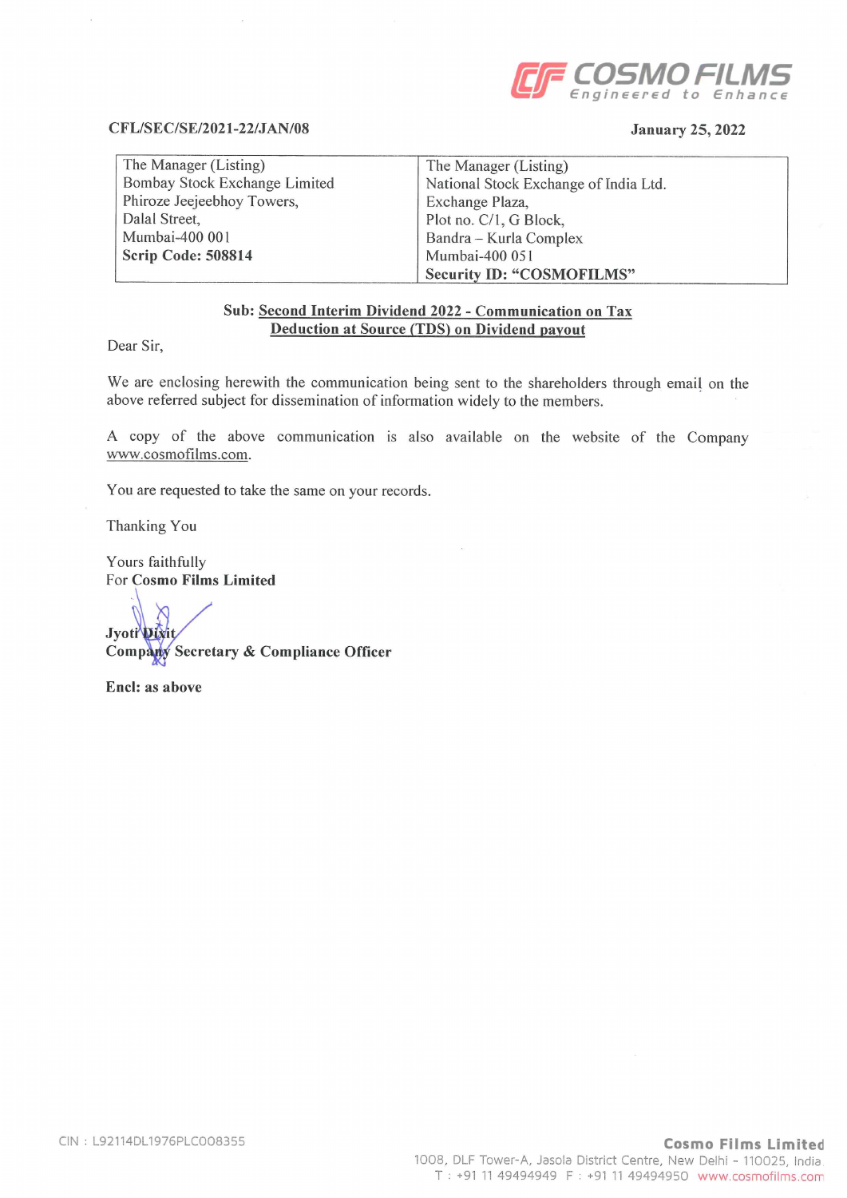COSMO FILMS
*Engineered to Enhance*

**CFL/SEC/SE/2021-22/JAN/08** **January 25, 2022**

| The Manager (Listing)<br>Bombay Stock Exchange Limited<br>Phiroze Jeejeebhoy Towers,<br>Dalal Street,<br>Mumbai-400 001<br>**Scrip Code: 508814** | The Manager (Listing)<br>National Stock Exchange of India Ltd.<br>Exchange Plaza,<br>Plot no. C/1, G Block,<br>Bandra – Kurla Complex<br>Mumbai-400 051<br>**Security ID: "COSMOFILMS"** |
|---|---|

**Sub: Second Interim Dividend 2022 - Communication on Tax Deduction at Source (TDS) on Dividend payout**

Dear Sir,

We are enclosing herewith the communication being sent to the shareholders through email on the above referred subject for dissemination of information widely to the members.

A copy of the above communication is also available on the website of the Company www.cosmofilms.com.

You are requested to take the same on your records.

Thanking You

Yours faithfully
For **Cosmo Films Limited**

**Jyoti Dixit**
**Company Secretary & Compliance Officer**

**Encl: as above**

CIN : L92114DL1976PLC008355

**Cosmo Films Limited**
1008, DLF Tower-A, Jasola District Centre, New Delhi - 110025, India
T : +91 11 49494949 F : +91 11 49494950 www.cosmofilms.com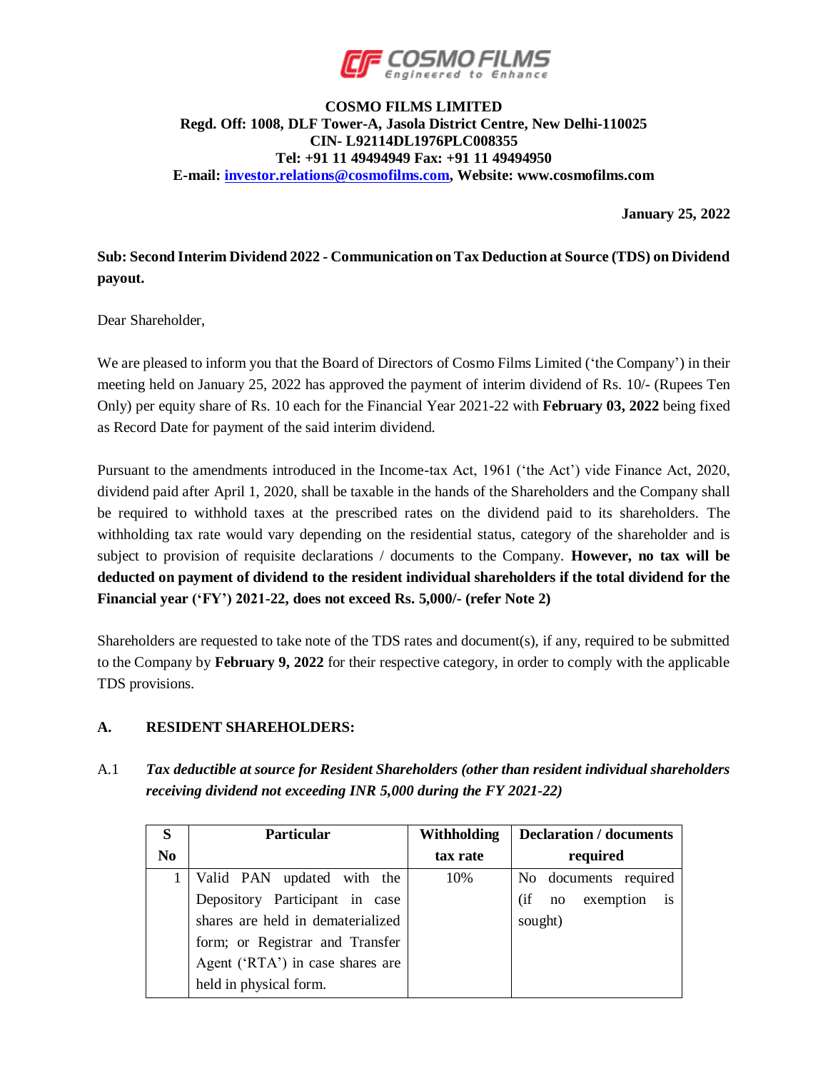**COSMO FILMS LIMITED**
**Regd. Off: 1008, DLF Tower-A, Jasola District Centre, New Delhi-110025**
**CIN- L92114DL1976PLC008355**
**Tel: +91 11 49494949 Fax: +91 11 49494950**
**E-mail: investor.relations@cosmofilms.com, Website: www.cosmofilms.com**

**January 25, 2022**

**Sub: Second Interim Dividend 2022 - Communication on Tax Deduction at Source (TDS) on Dividend payout.**

Dear Shareholder,

We are pleased to inform you that the Board of Directors of Cosmo Films Limited ('the Company') in their meeting held on January 25, 2022 has approved the payment of interim dividend of Rs. 10/- (Rupees Ten Only) per equity share of Rs. 10 each for the Financial Year 2021-22 with **February 03, 2022** being fixed as Record Date for payment of the said interim dividend.

Pursuant to the amendments introduced in the Income-tax Act, 1961 ('the Act') vide Finance Act, 2020, dividend paid after April 1, 2020, shall be taxable in the hands of the Shareholders and the Company shall be required to withhold taxes at the prescribed rates on the dividend paid to its shareholders. The withholding tax rate would vary depending on the residential status, category of the shareholder and is subject to provision of requisite declarations / documents to the Company. **However, no tax will be deducted on payment of dividend to the resident individual shareholders if the total dividend for the Financial year ('FY') 2021-22, does not exceed Rs. 5,000/- (refer Note 2)**

Shareholders are requested to take note of the TDS rates and document(s), if any, required to be submitted to the Company by **February 9, 2022** for their respective category, in order to comply with the applicable TDS provisions.

## A. RESIDENT SHAREHOLDERS:

A.1 ***Tax deductible at source for Resident Shareholders (other than resident individual shareholders receiving dividend not exceeding INR 5,000 during the FY 2021-22)***

| S No | Particular | Withholding tax rate | Declaration / documents required |
|---|---|---|---|
| 1 | Valid PAN updated with the Depository Participant in case shares are held in dematerialized form; or Registrar and Transfer Agent ('RTA') in case shares are held in physical form. | 10% | No documents required (if no exemption is sought) |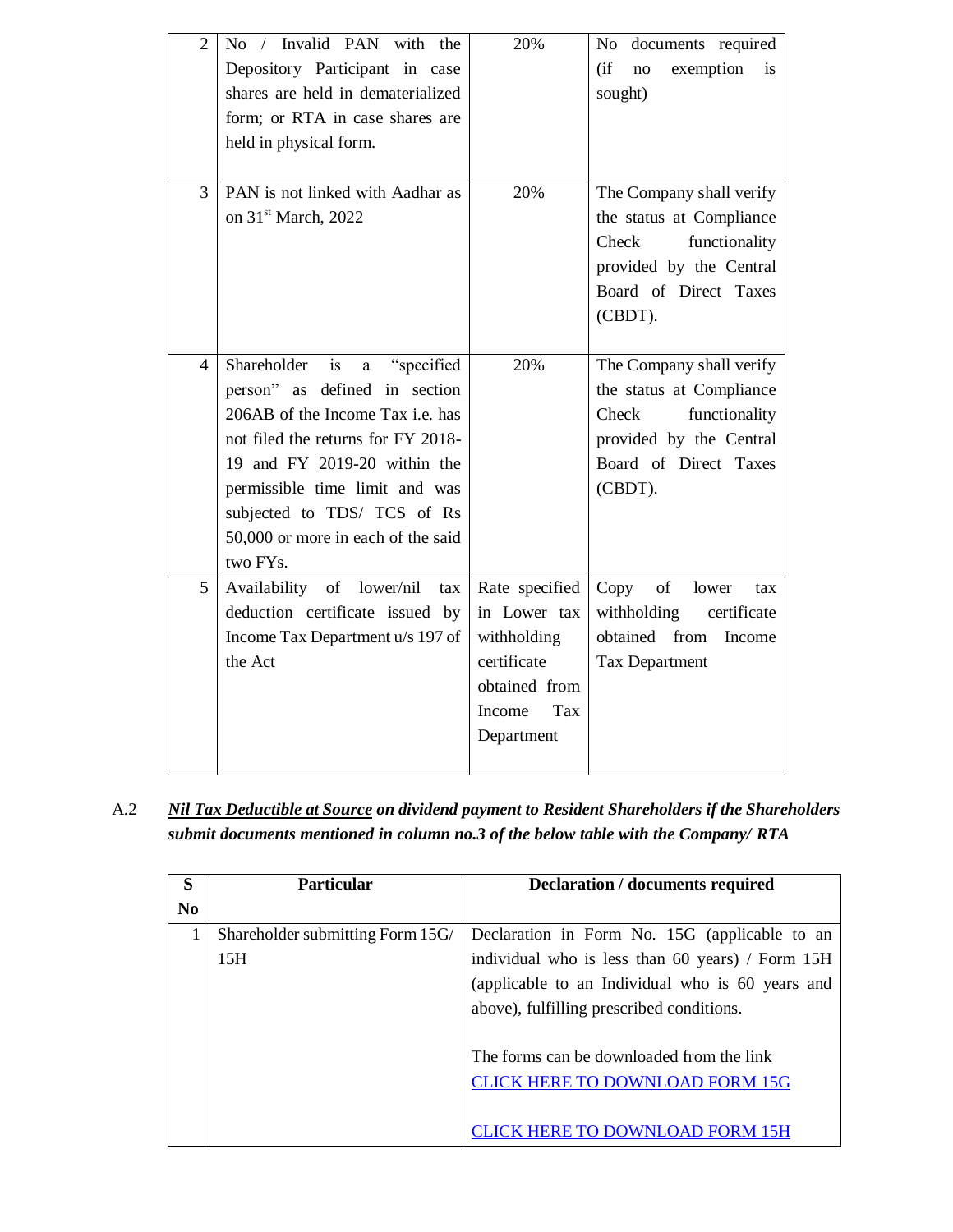| | | | |
|---|---|---|---|
| 2 | No / Invalid PAN with the Depository Participant in case shares are held in dematerialized form; or RTA in case shares are held in physical form. | 20% | No documents required (if no exemption is sought) |
| 3 | PAN is not linked with Aadhar as on 31st March, 2022 | 20% | The Company shall verify the status at Compliance Check functionality provided by the Central Board of Direct Taxes (CBDT). |
| 4 | Shareholder is a "specified person" as defined in section 206AB of the Income Tax i.e. has not filed the returns for FY 2018-19 and FY 2019-20 within the permissible time limit and was subjected to TDS/ TCS of Rs 50,000 or more in each of the said two FYs. | 20% | The Company shall verify the status at Compliance Check functionality provided by the Central Board of Direct Taxes (CBDT). |
| 5 | Availability of lower/nil tax deduction certificate issued by Income Tax Department u/s 197 of the Act | Rate specified in Lower tax withholding certificate obtained from Income Tax Department | Copy of lower tax withholding certificate obtained from Income Tax Department |

A.2 ***<u>Nil Tax Deductible at Source</u> on dividend payment to Resident Shareholders if the Shareholders submit documents mentioned in column no.3 of the below table with the Company/ RTA***

| S No | Particular | Declaration / documents required |
|---|---|---|
| 1 | Shareholder submitting Form 15G/ 15H | Declaration in Form No. 15G (applicable to an individual who is less than 60 years) / Form 15H (applicable to an Individual who is 60 years and above), fulfilling prescribed conditions.<br><br>The forms can be downloaded from the link<br>CLICK HERE TO DOWNLOAD FORM 15G<br><br>CLICK HERE TO DOWNLOAD FORM 15H |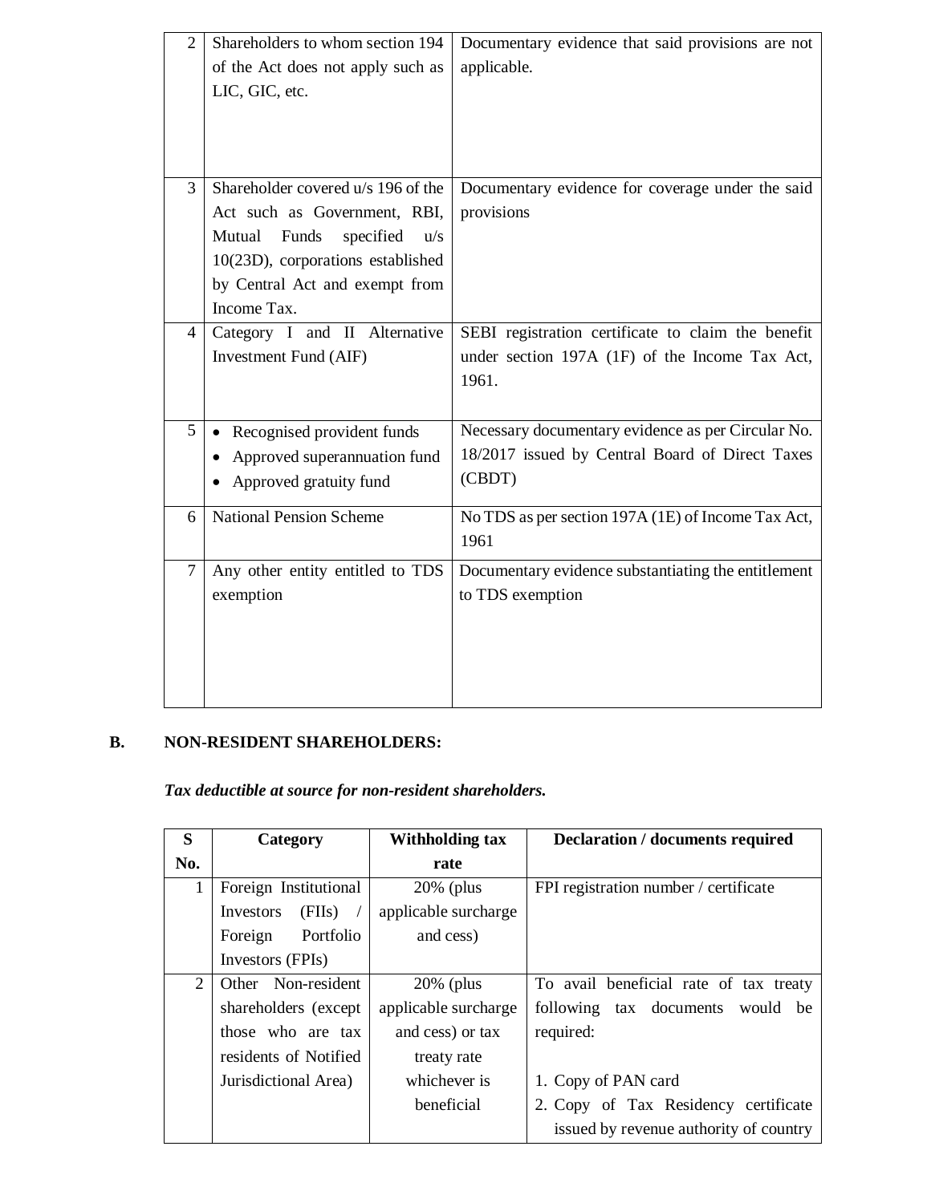| | | |
|---|---|---|
| 2 | Shareholders to whom section 194 of the Act does not apply such as LIC, GIC, etc. | Documentary evidence that said provisions are not applicable. |
| 3 | Shareholder covered u/s 196 of the Act such as Government, RBI, Mutual Funds specified u/s 10(23D), corporations established by Central Act and exempt from Income Tax. | Documentary evidence for coverage under the said provisions |
| 4 | Category I and II Alternative Investment Fund (AIF) | SEBI registration certificate to claim the benefit under section 197A (1F) of the Income Tax Act, 1961. |
| 5 | • Recognised provident funds<br>• Approved superannuation fund<br>• Approved gratuity fund | Necessary documentary evidence as per Circular No. 18/2017 issued by Central Board of Direct Taxes (CBDT) |
| 6 | National Pension Scheme | No TDS as per section 197A (1E) of Income Tax Act, 1961 |
| 7 | Any other entity entitled to TDS exemption | Documentary evidence substantiating the entitlement to TDS exemption |

**B. NON-RESIDENT SHAREHOLDERS:**

***Tax deductible at source for non-resident shareholders.***

| S No. | Category | Withholding tax rate | Declaration / documents required |
|---|---|---|---|
| 1 | Foreign Institutional Investors (FIIs) / Foreign Portfolio Investors (FPIs) | 20% (plus applicable surcharge and cess) | FPI registration number / certificate |
| 2 | Other Non-resident shareholders (except those who are tax residents of Notified Jurisdictional Area) | 20% (plus applicable surcharge and cess) or tax treaty rate whichever is beneficial | To avail beneficial rate of tax treaty following tax documents would be required:<br><br>1. Copy of PAN card<br>2. Copy of Tax Residency certificate issued by revenue authority of country |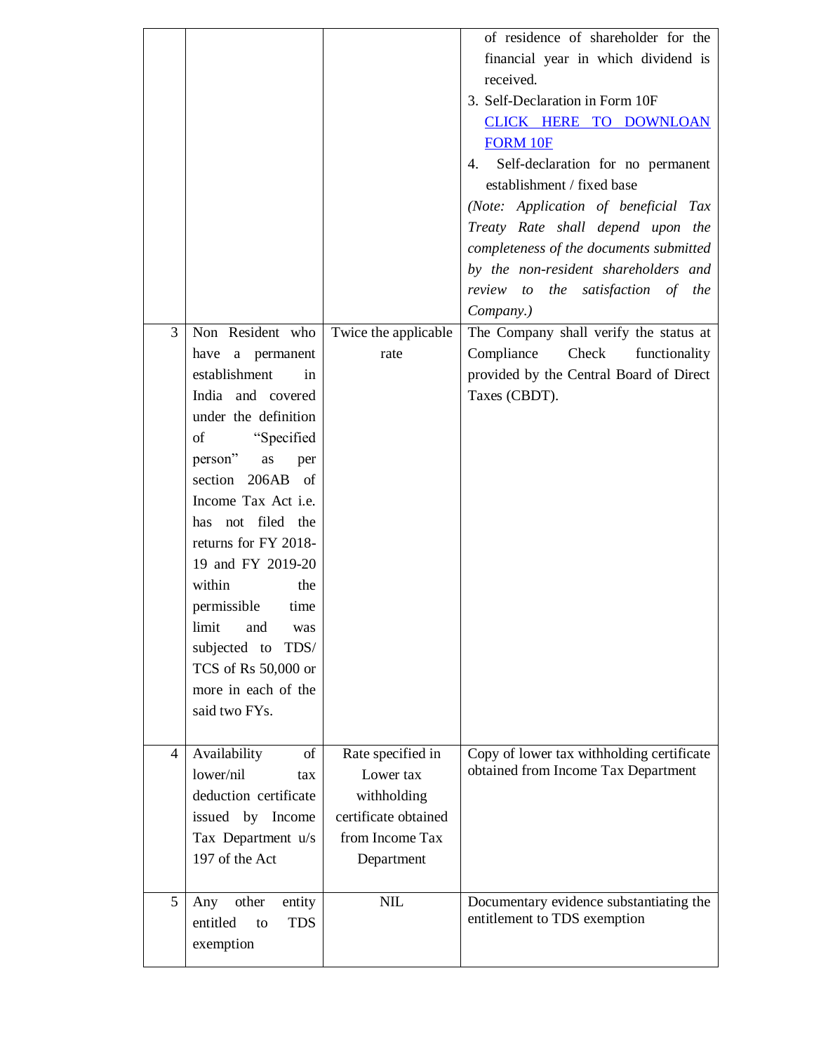| | | | |
|---|---|---|---|
| | | | of residence of shareholder for the financial year in which dividend is received.<br>3. Self-Declaration in Form 10F [CLICK HERE TO DOWNLOAN FORM 10F]<br>4. Self-declaration for no permanent establishment / fixed base<br>*(Note: Application of beneficial Tax Treaty Rate shall depend upon the completeness of the documents submitted by the non-resident shareholders and review to the satisfaction of the Company.)* |
| 3 | Non Resident who have a permanent establishment in India and covered under the definition of "Specified person" as per section 206AB of Income Tax Act i.e. has not filed the returns for FY 2018-19 and FY 2019-20 within the permissible time limit and was subjected to TDS/ TCS of Rs 50,000 or more in each of the said two FYs. | Twice the applicable rate | The Company shall verify the status at Compliance Check functionality provided by the Central Board of Direct Taxes (CBDT). |
| 4 | Availability of lower/nil tax deduction certificate issued by Income Tax Department u/s 197 of the Act | Rate specified in Lower tax withholding certificate obtained from Income Tax Department | Copy of lower tax withholding certificate obtained from Income Tax Department |
| 5 | Any other entity entitled to TDS exemption | NIL | Documentary evidence substantiating the entitlement to TDS exemption |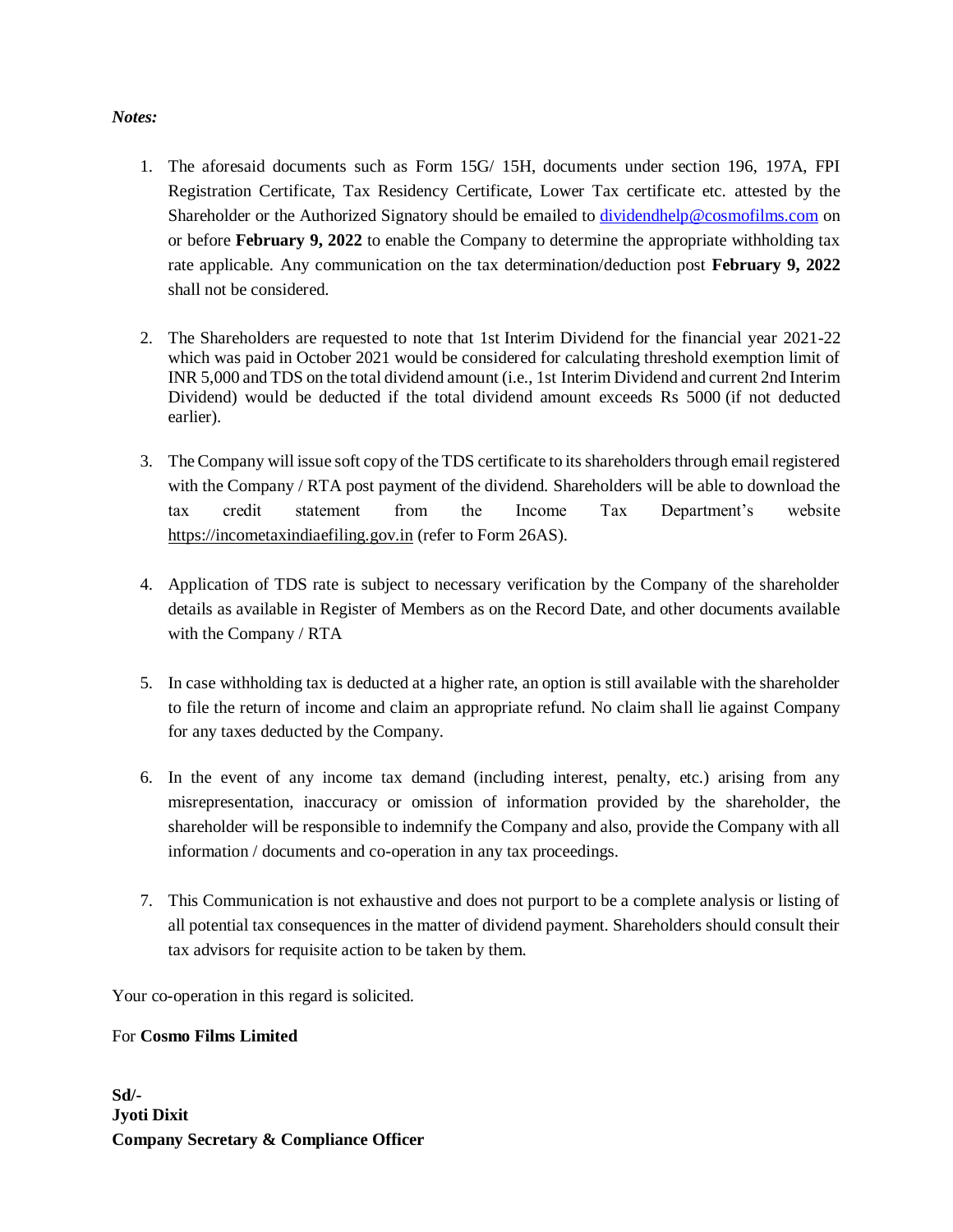*Notes:*

1. The aforesaid documents such as Form 15G/ 15H, documents under section 196, 197A, FPI Registration Certificate, Tax Residency Certificate, Lower Tax certificate etc. attested by the Shareholder or the Authorized Signatory should be emailed to dividendhelp@cosmofilms.com on or before **February 9, 2022** to enable the Company to determine the appropriate withholding tax rate applicable. Any communication on the tax determination/deduction post **February 9, 2022** shall not be considered.

2. The Shareholders are requested to note that 1st Interim Dividend for the financial year 2021-22 which was paid in October 2021 would be considered for calculating threshold exemption limit of INR 5,000 and TDS on the total dividend amount (i.e., 1st Interim Dividend and current 2nd Interim Dividend) would be deducted if the total dividend amount exceeds Rs 5000 (if not deducted earlier).

3. The Company will issue soft copy of the TDS certificate to its shareholders through email registered with the Company / RTA post payment of the dividend. Shareholders will be able to download the tax credit statement from the Income Tax Department's website https://incometaxindiaefiling.gov.in (refer to Form 26AS).

4. Application of TDS rate is subject to necessary verification by the Company of the shareholder details as available in Register of Members as on the Record Date, and other documents available with the Company / RTA

5. In case withholding tax is deducted at a higher rate, an option is still available with the shareholder to file the return of income and claim an appropriate refund. No claim shall lie against Company for any taxes deducted by the Company.

6. In the event of any income tax demand (including interest, penalty, etc.) arising from any misrepresentation, inaccuracy or omission of information provided by the shareholder, the shareholder will be responsible to indemnify the Company and also, provide the Company with all information / documents and co-operation in any tax proceedings.

7. This Communication is not exhaustive and does not purport to be a complete analysis or listing of all potential tax consequences in the matter of dividend payment. Shareholders should consult their tax advisors for requisite action to be taken by them.

Your co-operation in this regard is solicited.

For **Cosmo Films Limited**

**Sd/-**
**Jyoti Dixit**
**Company Secretary & Compliance Officer**